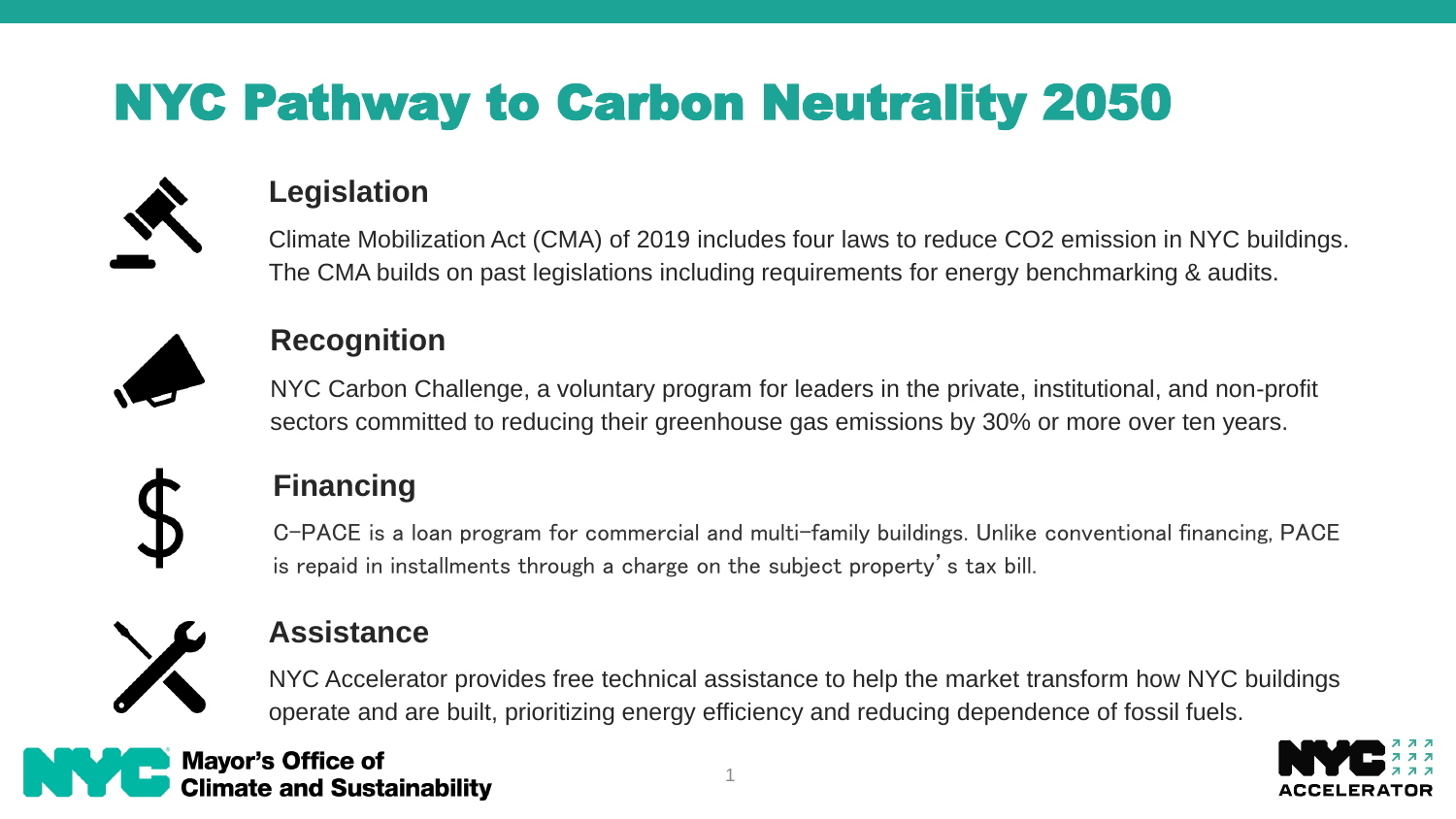# NYC Pathway to Carbon Neutrality 2050

## Legislation

Climate Mobilization Act (CMA) of 2019 includes four laws to reduce $CO_2$ emission in NYC buildings. The CMA builds on past legislations including requirements for energy benchmarking & audits.

## Recognition

NYC Carbon Challenge, a voluntary program for leaders in the private, institutional, and non-profit sectors committed to reducing their greenhouse gas emissions by 30% or more over ten years.

## Financing

C-PACE is a loan program for commercial and multi-family buildings. Unlike conventional financing, PACE is repaid in installments through a charge on the subject property's tax bill.

## Assistance

NYC Accelerator provides free technical assistance to help the market transform how NYC buildings operate and are built, prioritizing energy efficiency and reducing dependence of fossil fuels.

NYC Mayor's Office of Climate and Sustainability

NYC ACCELERATOR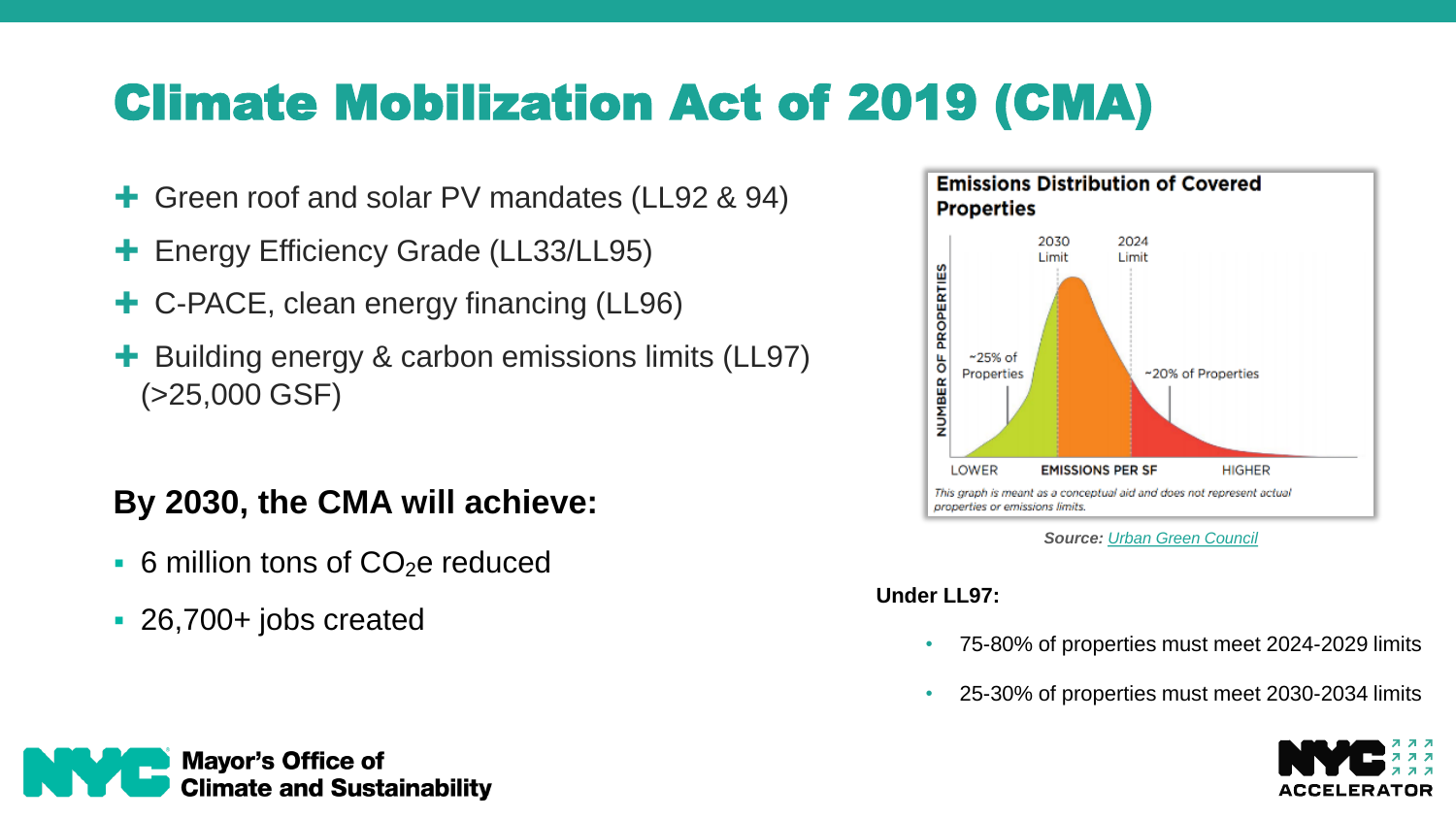# Climate Mobilization Act of 2019 (CMA)

- Green roof and solar PV mandates (LL92 & 94)
- Energy Efficiency Grade (LL33/LL95)
- C-PACE, clean energy financing (LL96)
- Building energy & carbon emissions limits (LL97) (>25,000 GSF)

**By 2030, the CMA will achieve:**

- 6 million tons of $CO_2e$ reduced
- 26,700+ jobs created

**Emissions Distribution of Covered Properties**

2030 Limit | 2024 Limit

~25% of Properties | ~20% of Properties

NUMBER OF PROPERTIES

LOWER | EMISSIONS PER SF | HIGHER

*This graph is meant as a conceptual aid and does not represent actual properties or emissions limits.*

***Source:*** *Urban Green Council*

**Under LL97:**

- 75-80% of properties must meet 2024-2029 limits
- 25-30% of properties must meet 2030-2034 limits

Mayor's Office of Climate and Sustainability

NYC ACCELERATOR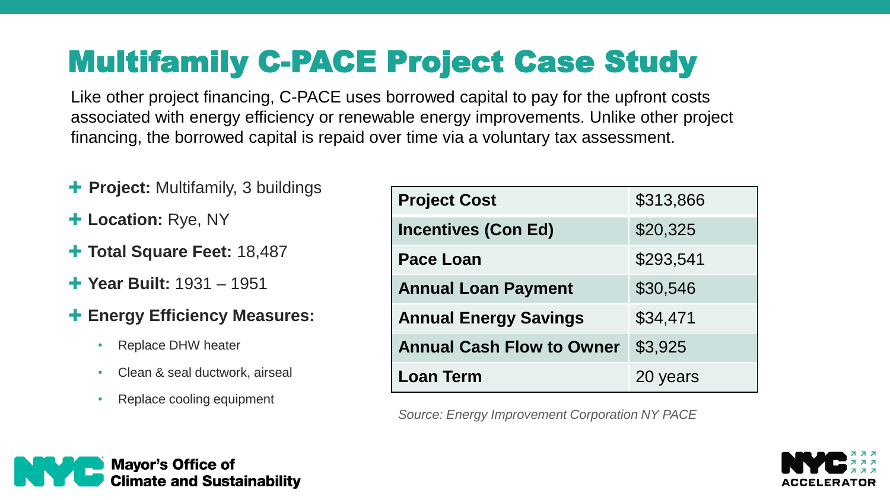# Multifamily C-PACE Project Case Study

Like other project financing, C-PACE uses borrowed capital to pay for the upfront costs associated with energy efficiency or renewable energy improvements. Unlike other project financing, the borrowed capital is repaid over time via a voluntary tax assessment.

- **Project:** Multifamily, 3 buildings
- **Location:** Rye, NY
- **Total Square Feet:** 18,487
- **Year Built:** 1931 – 1951
- **Energy Efficiency Measures:**
  - Replace DHW heater
  - Clean & seal ductwork, airseal
  - Replace cooling equipment

| | |
|---|---|
| **Project Cost** | $313,866 |
| **Incentives (Con Ed)** | $20,325 |
| **Pace Loan** | $293,541 |
| **Annual Loan Payment** | $30,546 |
| **Annual Energy Savings** | $34,471 |
| **Annual Cash Flow to Owner** | $3,925 |
| **Loan Term** | 20 years |

*Source: Energy Improvement Corporation NY PACE*

**Mayor's Office of Climate and Sustainability**

NYC ACCELERATOR